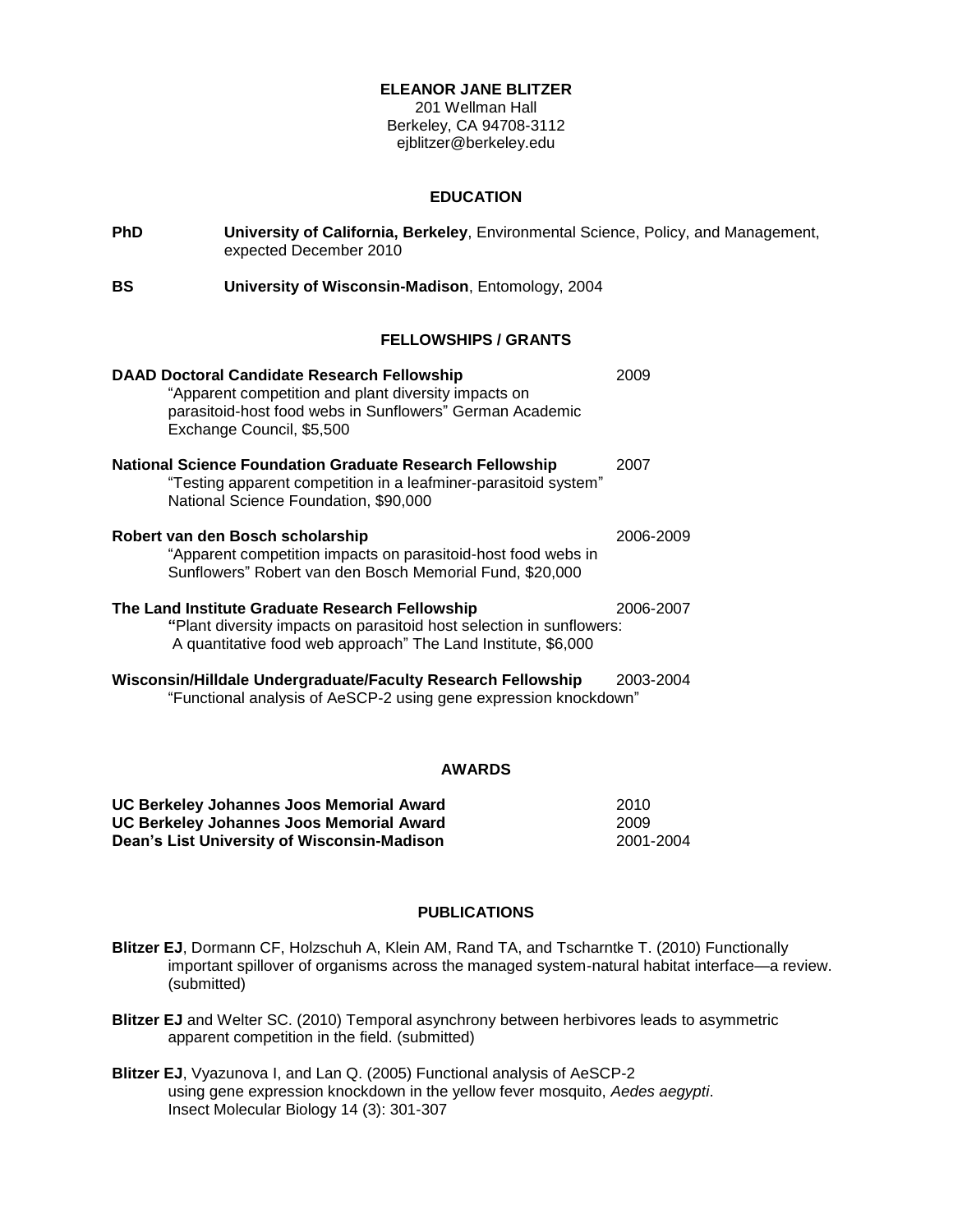# ELEANOR JANE BLITZER

201 Wellman Hall
Berkeley, CA 94708-3112
ejblitzer@berkeley.edu

## EDUCATION

**PhD** **University of California, Berkeley**, Environmental Science, Policy, and Management, expected December 2010

**BS** **University of Wisconsin-Madison**, Entomology, 2004

## FELLOWSHIPS / GRANTS

**DAAD Doctoral Candidate Research Fellowship** 2009
"Apparent competition and plant diversity impacts on parasitoid-host food webs in Sunflowers" German Academic Exchange Council, $5,500

**National Science Foundation Graduate Research Fellowship** 2007
"Testing apparent competition in a leafminer-parasitoid system" National Science Foundation, $90,000

**Robert van den Bosch scholarship** 2006-2009
"Apparent competition impacts on parasitoid-host food webs in Sunflowers" Robert van den Bosch Memorial Fund, $20,000

**The Land Institute Graduate Research Fellowship** 2006-2007
"Plant diversity impacts on parasitoid host selection in sunflowers: A quantitative food web approach" The Land Institute, $6,000

**Wisconsin/Hilldale Undergraduate/Faculty Research Fellowship** 2003-2004
"Functional analysis of AeSCP-2 using gene expression knockdown"

## AWARDS

**UC Berkeley Johannes Joos Memorial Award** 2010
**UC Berkeley Johannes Joos Memorial Award** 2009
**Dean's List University of Wisconsin-Madison** 2001-2004

## PUBLICATIONS

**Blitzer EJ**, Dormann CF, Holzschuh A, Klein AM, Rand TA, and Tscharntke T. (2010) Functionally important spillover of organisms across the managed system-natural habitat interface—a review. (submitted)

**Blitzer EJ** and Welter SC. (2010) Temporal asynchrony between herbivores leads to asymmetric apparent competition in the field. (submitted)

**Blitzer EJ**, Vyazunova I, and Lan Q. (2005) Functional analysis of AeSCP-2 using gene expression knockdown in the yellow fever mosquito, *Aedes aegypti*. Insect Molecular Biology 14 (3): 301-307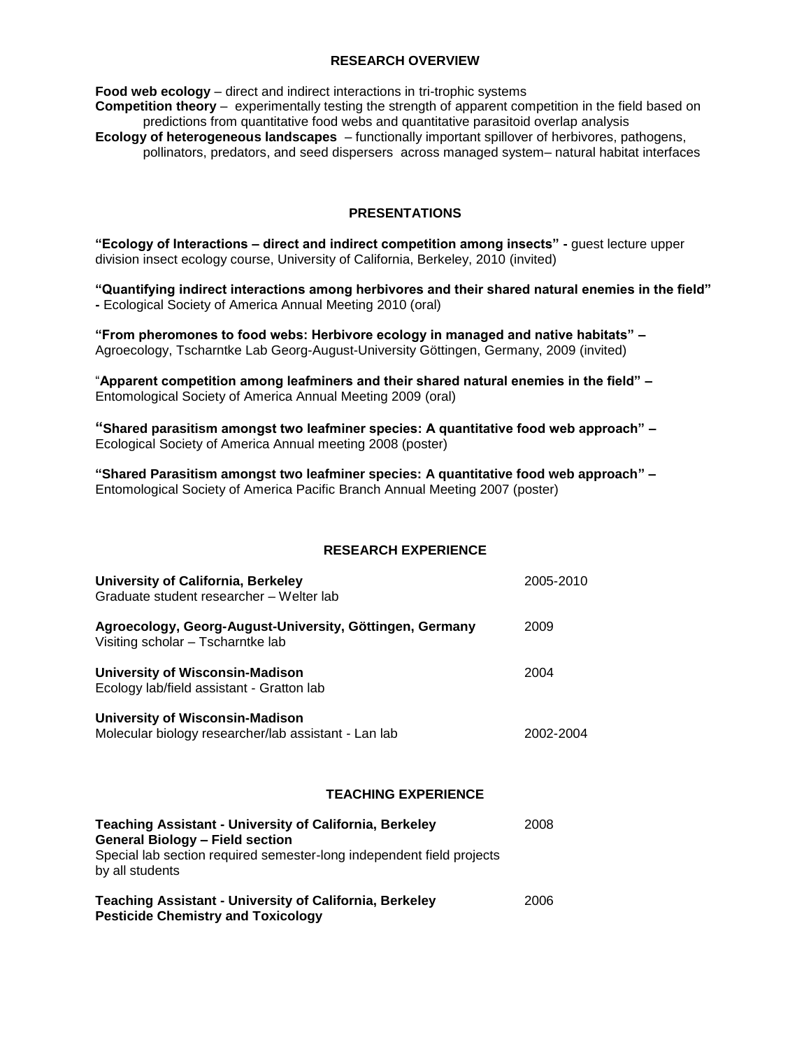## RESEARCH OVERVIEW

**Food web ecology** – direct and indirect interactions in tri-trophic systems
**Competition theory** – experimentally testing the strength of apparent competition in the field based on predictions from quantitative food webs and quantitative parasitoid overlap analysis
**Ecology of heterogeneous landscapes** – functionally important spillover of herbivores, pathogens, pollinators, predators, and seed dispersers across managed system– natural habitat interfaces

## PRESENTATIONS

**"Ecology of Interactions – direct and indirect competition among insects" -** guest lecture upper division insect ecology course, University of California, Berkeley, 2010 (invited)

**"Quantifying indirect interactions among herbivores and their shared natural enemies in the field" -** Ecological Society of America Annual Meeting 2010 (oral)

**"From pheromones to food webs: Herbivore ecology in managed and native habitats" –** Agroecology, Tscharntke Lab Georg-August-University Göttingen, Germany, 2009 (invited)

"**Apparent competition among leafminers and their shared natural enemies in the field" –** Entomological Society of America Annual Meeting 2009 (oral)

**"Shared parasitism amongst two leafminer species: A quantitative food web approach" –** Ecological Society of America Annual meeting 2008 (poster)

**"Shared Parasitism amongst two leafminer species: A quantitative food web approach" –** Entomological Society of America Pacific Branch Annual Meeting 2007 (poster)

## RESEARCH EXPERIENCE

**University of California, Berkeley** — 2005-2010
Graduate student researcher – Welter lab

**Agroecology, Georg-August-University, Göttingen, Germany** — 2009
Visiting scholar – Tscharntke lab

**University of Wisconsin-Madison** — 2004
Ecology lab/field assistant - Gratton lab

**University of Wisconsin-Madison** — 2002-2004
Molecular biology researcher/lab assistant - Lan lab

## TEACHING EXPERIENCE

**Teaching Assistant - University of California, Berkeley** — 2008
**General Biology – Field section**
Special lab section required semester-long independent field projects by all students

**Teaching Assistant - University of California, Berkeley** — 2006
**Pesticide Chemistry and Toxicology**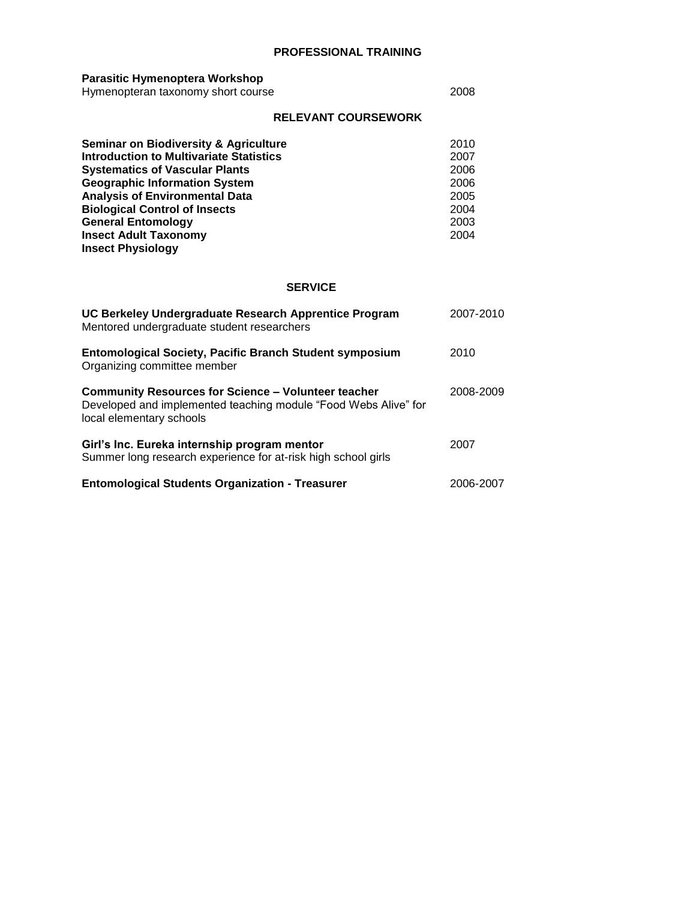## PROFESSIONAL TRAINING

**Parasitic Hymenoptera Workshop**
Hymenopteran taxonomy short course — 2008

## RELEVANT COURSEWORK

| | |
|---|---|
| **Seminar on Biodiversity & Agriculture** | 2010 |
| **Introduction to Multivariate Statistics** | 2007 |
| **Systematics of Vascular Plants** | 2006 |
| **Geographic Information System** | 2006 |
| **Analysis of Environmental Data** | 2005 |
| **Biological Control of Insects** | 2004 |
| **General Entomology** | 2003 |
| **Insect Adult Taxonomy** | 2004 |
| **Insect Physiology** | |

## SERVICE

**UC Berkeley Undergraduate Research Apprentice Program** — 2007-2010
Mentored undergraduate student researchers

**Entomological Society, Pacific Branch Student symposium** — 2010
Organizing committee member

**Community Resources for Science – Volunteer teacher** — 2008-2009
Developed and implemented teaching module "Food Webs Alive" for local elementary schools

**Girl's Inc. Eureka internship program mentor** — 2007
Summer long research experience for at-risk high school girls

**Entomological Students Organization - Treasurer** — 2006-2007